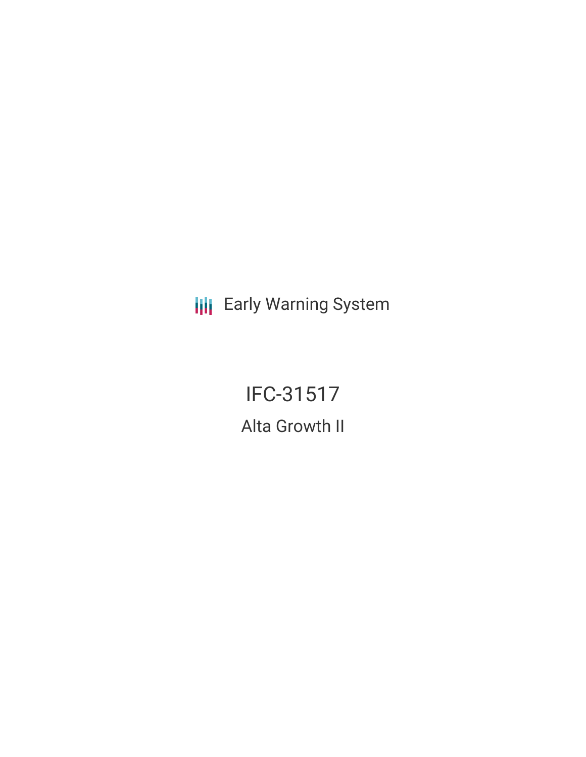Early Warning System

# IFC-31517

## Alta Growth II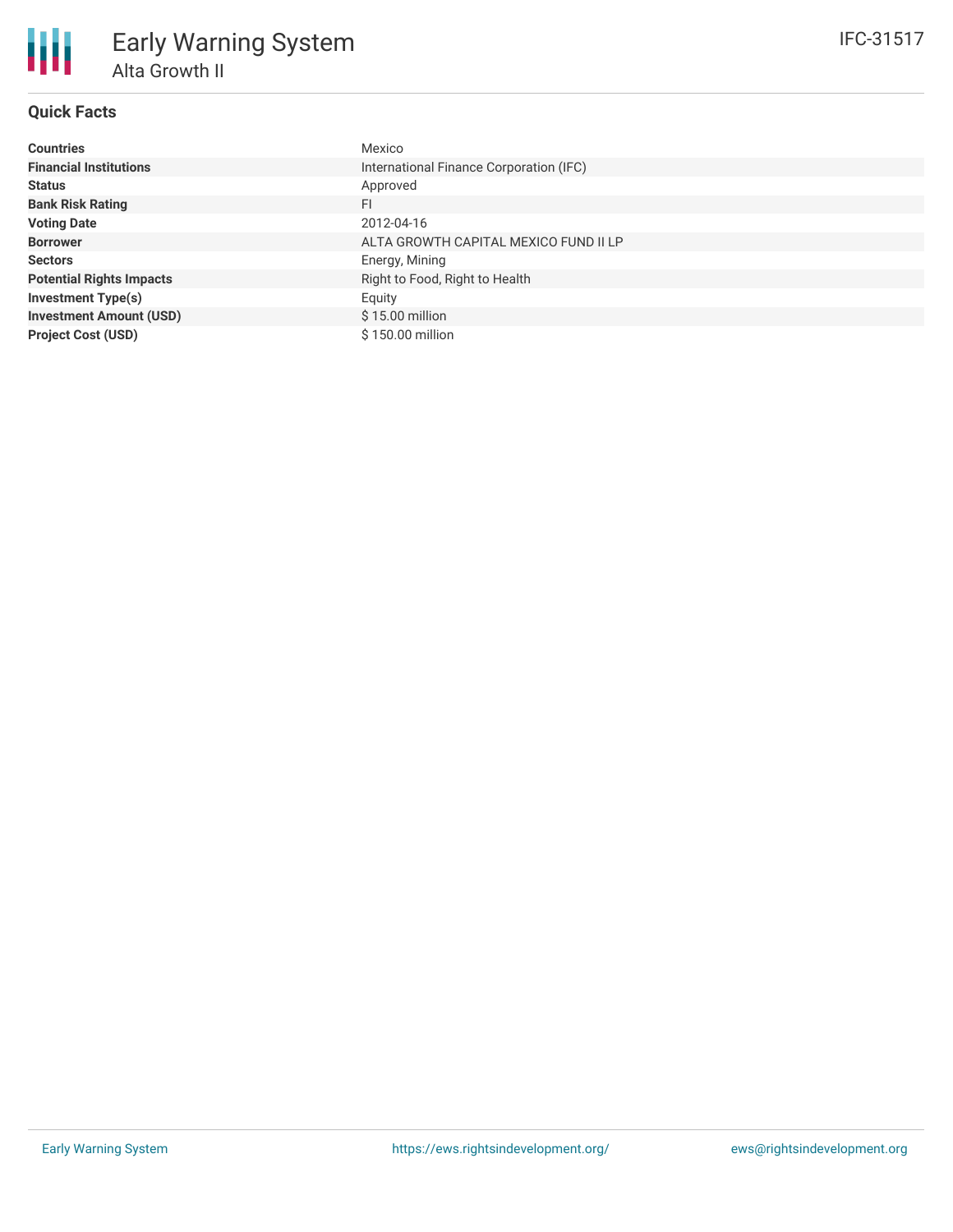# Early Warning System

## Alta Growth II

IFC-31517

### Quick Facts

| | |
|---|---|
| **Countries** | Mexico |
| **Financial Institutions** | International Finance Corporation (IFC) |
| **Status** | Approved |
| **Bank Risk Rating** | FI |
| **Voting Date** | 2012-04-16 |
| **Borrower** | ALTA GROWTH CAPITAL MEXICO FUND II LP |
| **Sectors** | Energy, Mining |
| **Potential Rights Impacts** | Right to Food, Right to Health |
| **Investment Type(s)** | Equity |
| **Investment Amount (USD)** | $ 15.00 million |
| **Project Cost (USD)** | $ 150.00 million |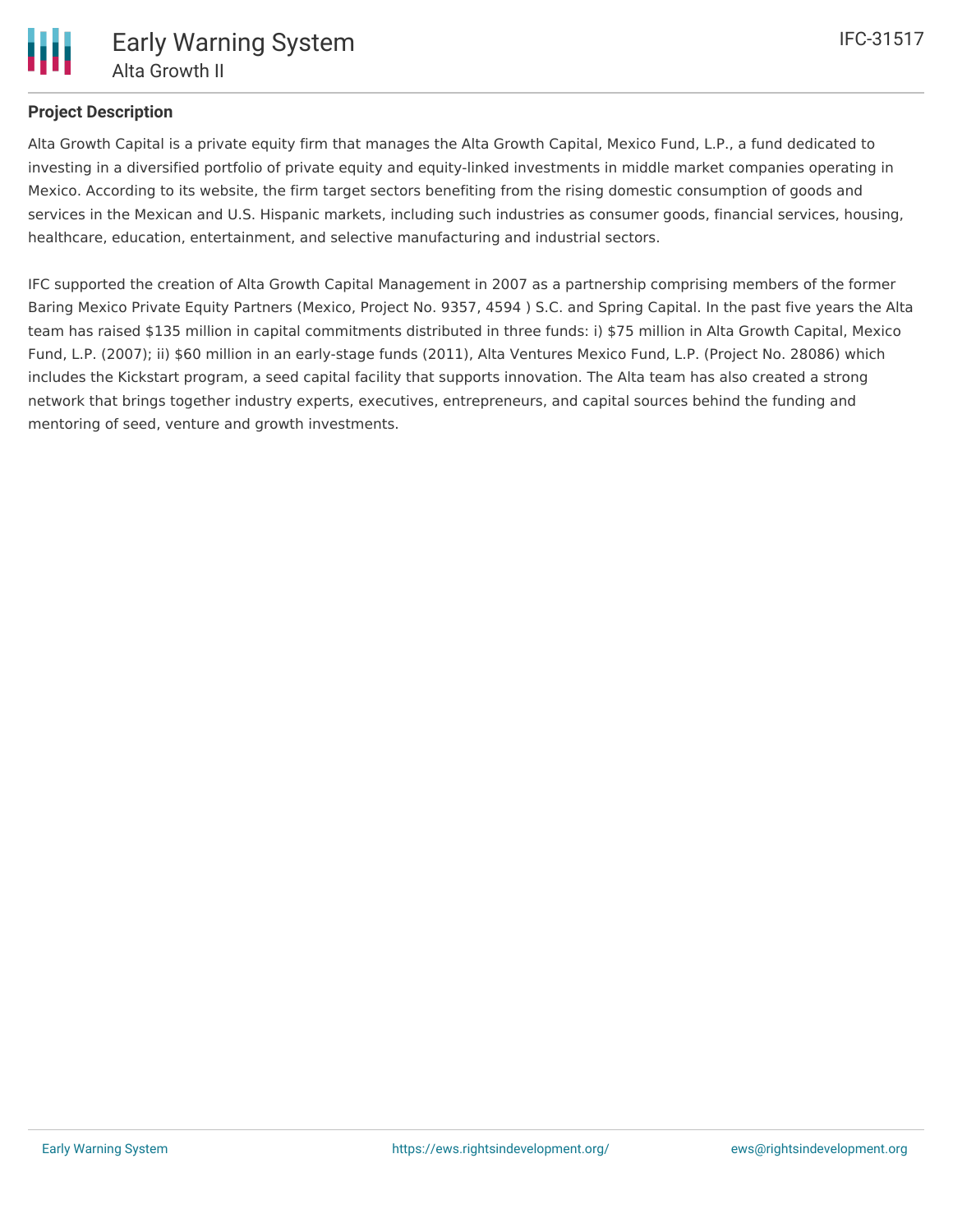## Project Description

Alta Growth Capital is a private equity firm that manages the Alta Growth Capital, Mexico Fund, L.P., a fund dedicated to investing in a diversified portfolio of private equity and equity-linked investments in middle market companies operating in Mexico. According to its website, the firm target sectors benefiting from the rising domestic consumption of goods and services in the Mexican and U.S. Hispanic markets, including such industries as consumer goods, financial services, housing, healthcare, education, entertainment, and selective manufacturing and industrial sectors.

IFC supported the creation of Alta Growth Capital Management in 2007 as a partnership comprising members of the former Baring Mexico Private Equity Partners (Mexico, Project No. 9357, 4594 ) S.C. and Spring Capital. In the past five years the Alta team has raised $135 million in capital commitments distributed in three funds: i) $75 million in Alta Growth Capital, Mexico Fund, L.P. (2007); ii) $60 million in an early-stage funds (2011), Alta Ventures Mexico Fund, L.P. (Project No. 28086) which includes the Kickstart program, a seed capital facility that supports innovation. The Alta team has also created a strong network that brings together industry experts, executives, entrepreneurs, and capital sources behind the funding and mentoring of seed, venture and growth investments.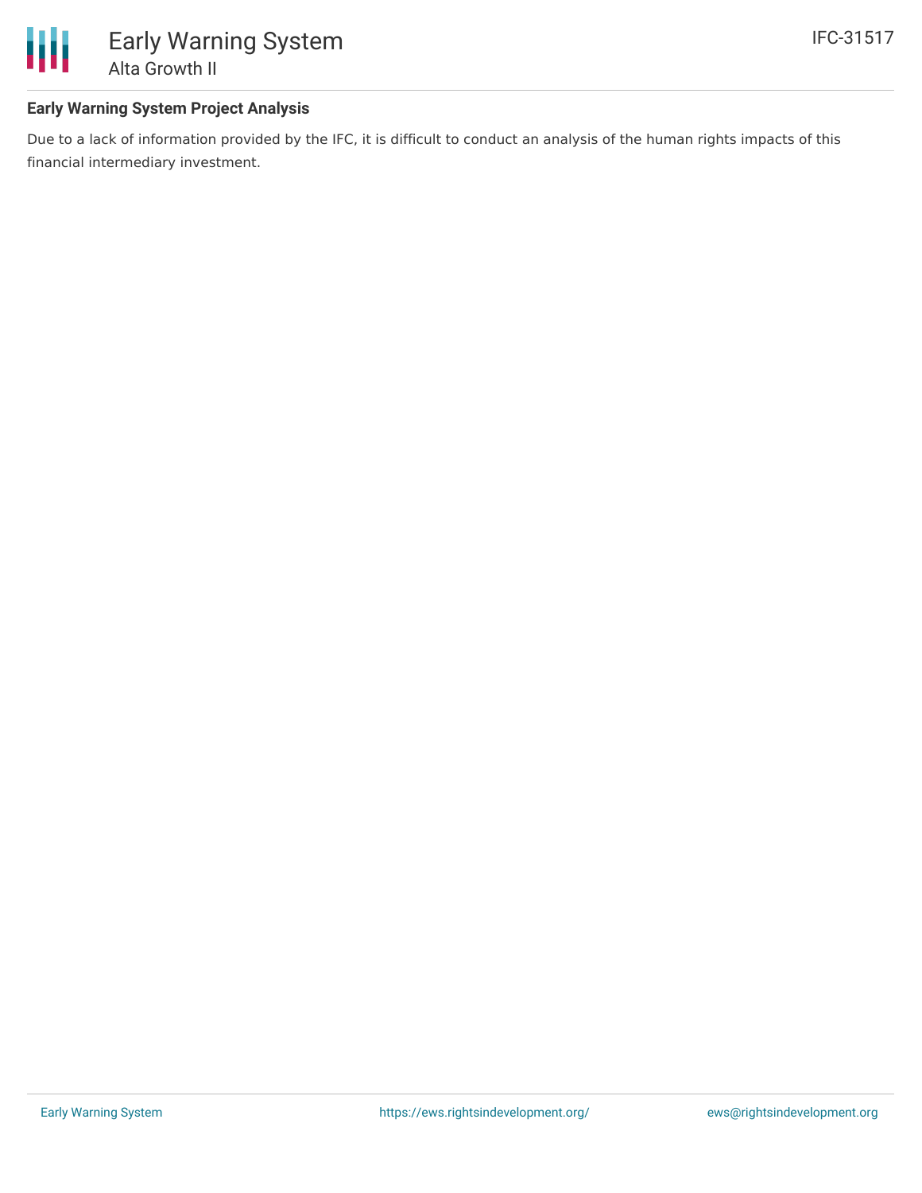## Early Warning System Project Analysis

Due to a lack of information provided by the IFC, it is difficult to conduct an analysis of the human rights impacts of this financial intermediary investment.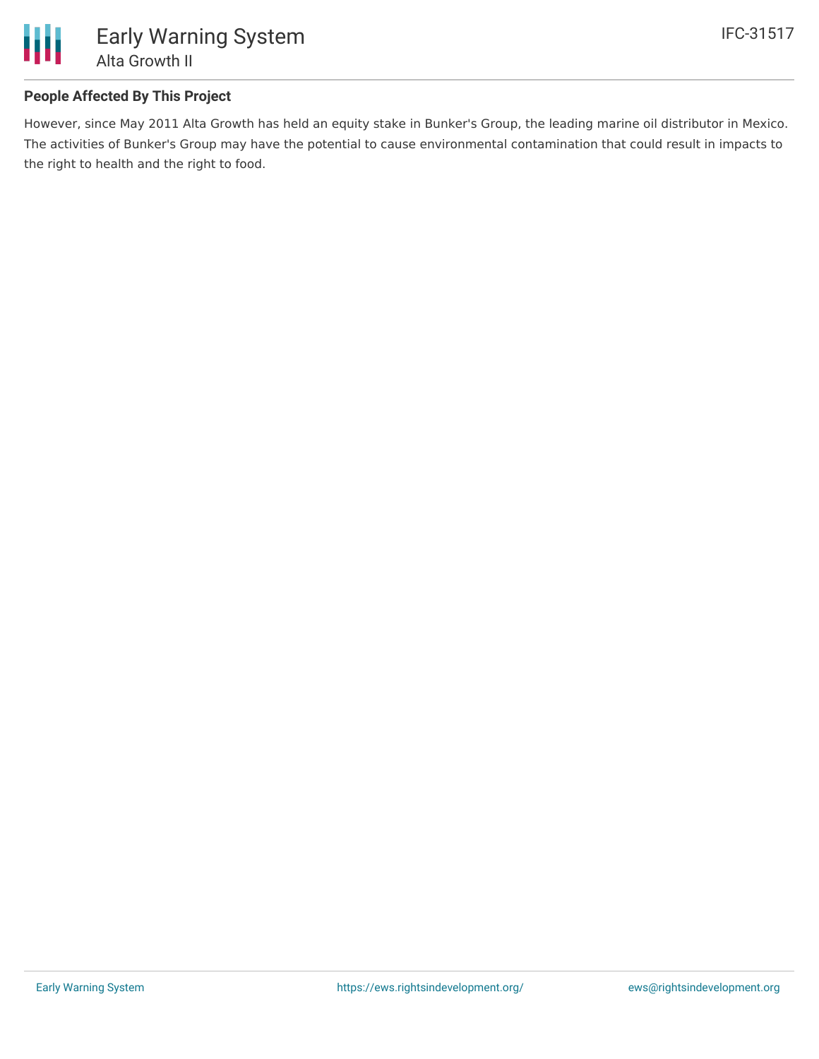## People Affected By This Project

However, since May 2011 Alta Growth has held an equity stake in Bunker's Group, the leading marine oil distributor in Mexico. The activities of Bunker's Group may have the potential to cause environmental contamination that could result in impacts to the right to health and the right to food.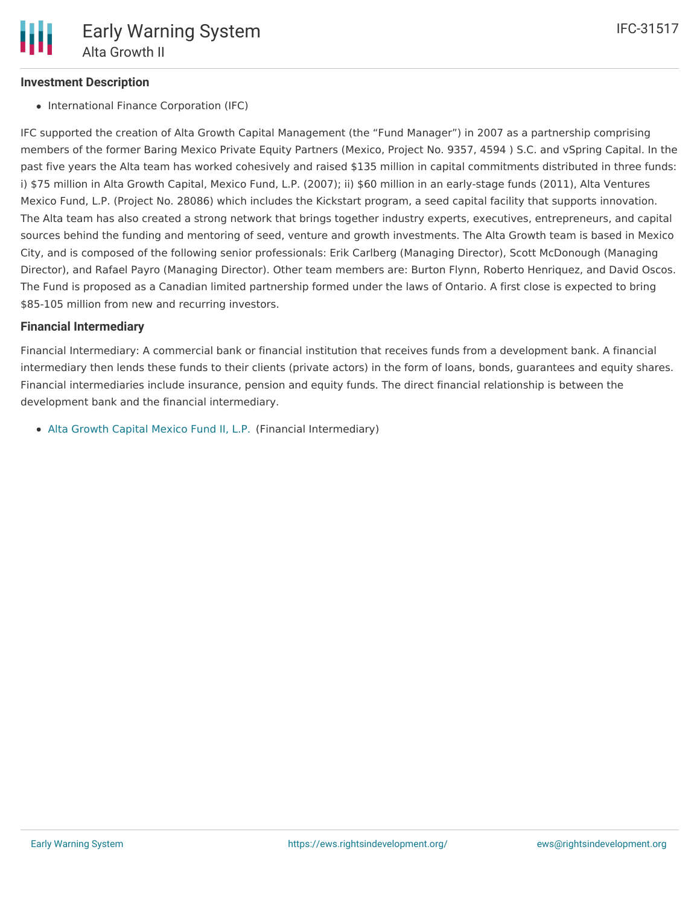## Investment Description

- International Finance Corporation (IFC)

IFC supported the creation of Alta Growth Capital Management (the "Fund Manager") in 2007 as a partnership comprising members of the former Baring Mexico Private Equity Partners (Mexico, Project No. 9357, 4594 ) S.C. and vSpring Capital. In the past five years the Alta team has worked cohesively and raised $135 million in capital commitments distributed in three funds: i) $75 million in Alta Growth Capital, Mexico Fund, L.P. (2007); ii) $60 million in an early-stage funds (2011), Alta Ventures Mexico Fund, L.P. (Project No. 28086) which includes the Kickstart program, a seed capital facility that supports innovation. The Alta team has also created a strong network that brings together industry experts, executives, entrepreneurs, and capital sources behind the funding and mentoring of seed, venture and growth investments. The Alta Growth team is based in Mexico City, and is composed of the following senior professionals: Erik Carlberg (Managing Director), Scott McDonough (Managing Director), and Rafael Payro (Managing Director). Other team members are: Burton Flynn, Roberto Henriquez, and David Oscos. The Fund is proposed as a Canadian limited partnership formed under the laws of Ontario. A first close is expected to bring $85-105 million from new and recurring investors.

## Financial Intermediary

Financial Intermediary: A commercial bank or financial institution that receives funds from a development bank. A financial intermediary then lends these funds to their clients (private actors) in the form of loans, bonds, guarantees and equity shares. Financial intermediaries include insurance, pension and equity funds. The direct financial relationship is between the development bank and the financial intermediary.

- Alta Growth Capital Mexico Fund II, L.P. (Financial Intermediary)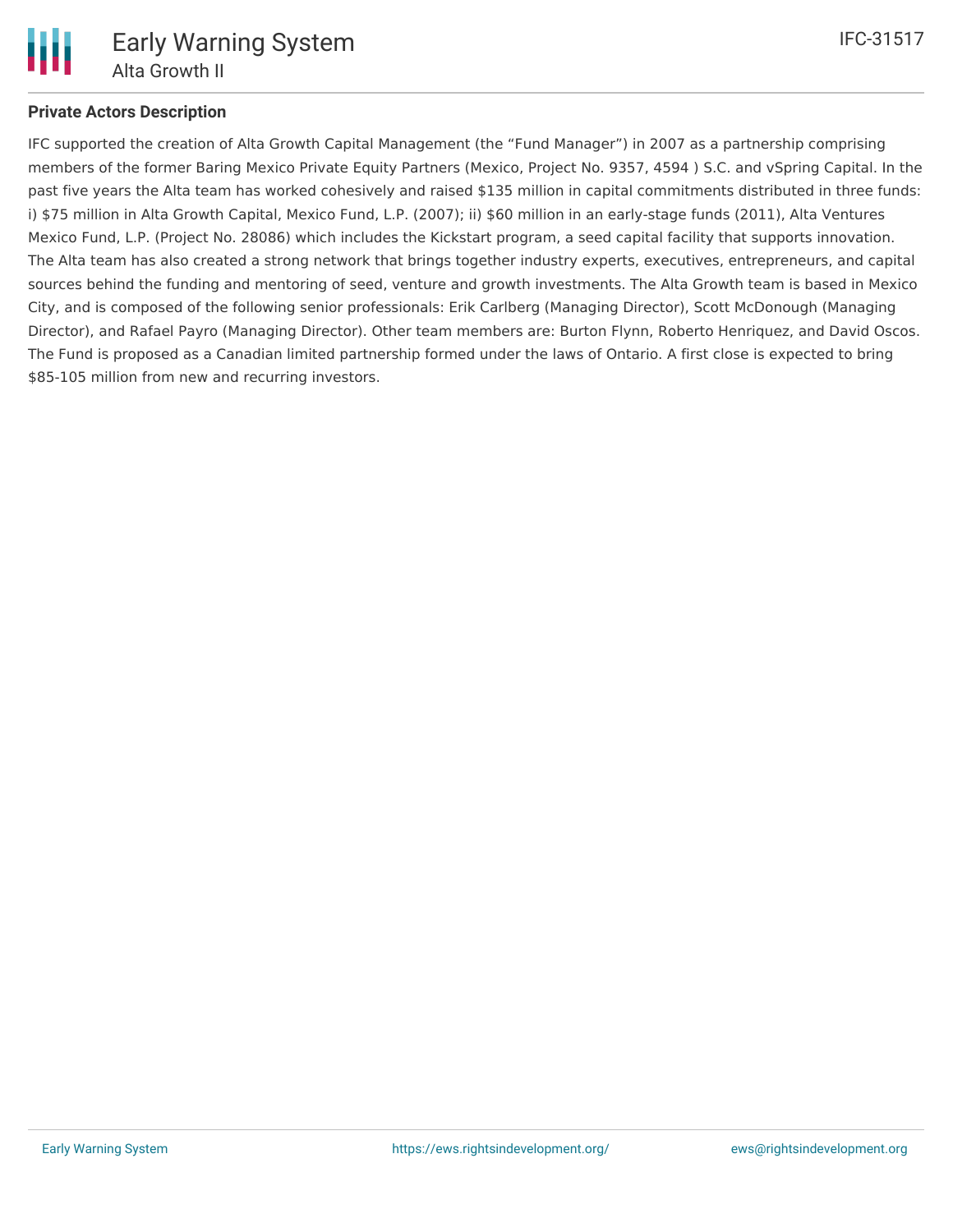## Private Actors Description

IFC supported the creation of Alta Growth Capital Management (the "Fund Manager") in 2007 as a partnership comprising members of the former Baring Mexico Private Equity Partners (Mexico, Project No. 9357, 4594 ) S.C. and vSpring Capital. In the past five years the Alta team has worked cohesively and raised $135 million in capital commitments distributed in three funds: i) $75 million in Alta Growth Capital, Mexico Fund, L.P. (2007); ii) $60 million in an early-stage funds (2011), Alta Ventures Mexico Fund, L.P. (Project No. 28086) which includes the Kickstart program, a seed capital facility that supports innovation. The Alta team has also created a strong network that brings together industry experts, executives, entrepreneurs, and capital sources behind the funding and mentoring of seed, venture and growth investments. The Alta Growth team is based in Mexico City, and is composed of the following senior professionals: Erik Carlberg (Managing Director), Scott McDonough (Managing Director), and Rafael Payro (Managing Director). Other team members are: Burton Flynn, Roberto Henriquez, and David Oscos. The Fund is proposed as a Canadian limited partnership formed under the laws of Ontario. A first close is expected to bring $85-105 million from new and recurring investors.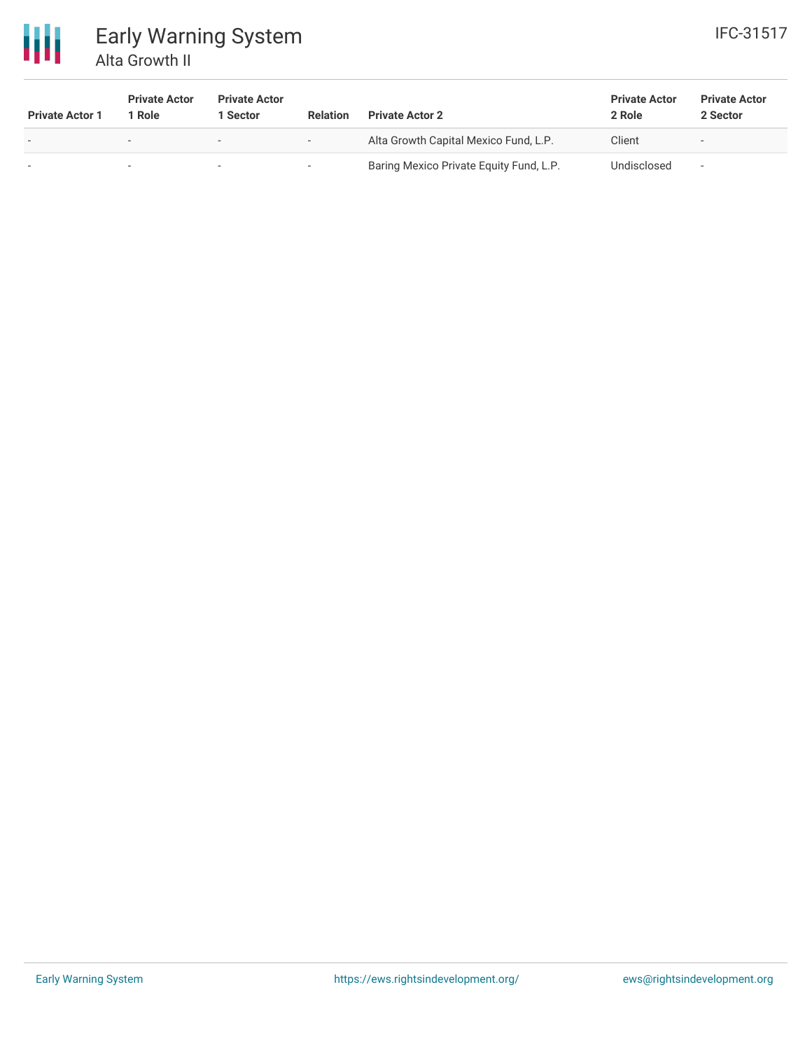| Private Actor 1 | Private Actor 1 Role | Private Actor 1 Sector | Relation | Private Actor 2 | Private Actor 2 Role | Private Actor 2 Sector |
|---|---|---|---|---|---|---|
| - | - | - | - | Alta Growth Capital Mexico Fund, L.P. | Client | - |
| - | - | - | - | Baring Mexico Private Equity Fund, L.P. | Undisclosed | - |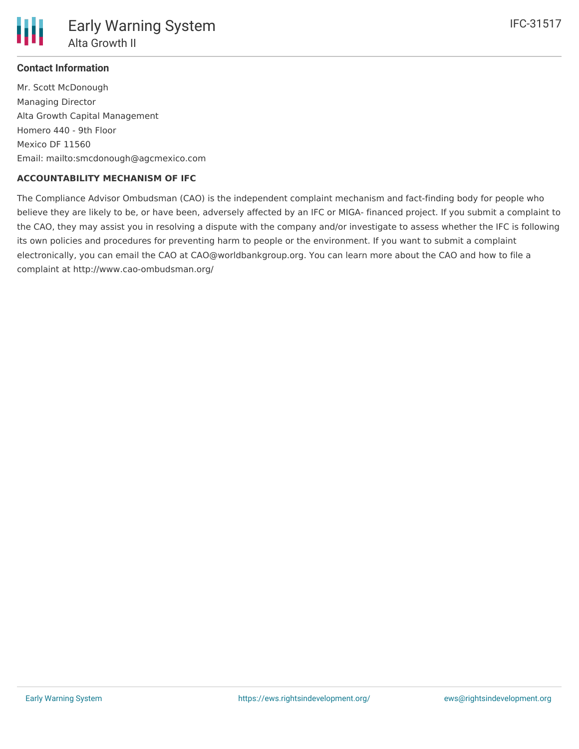### Contact Information

Mr. Scott McDonough
Managing Director
Alta Growth Capital Management
Homero 440 - 9th Floor
Mexico DF 11560
Email: mailto:smcdonough@agcmexico.com

**ACCOUNTABILITY MECHANISM OF IFC**

The Compliance Advisor Ombudsman (CAO) is the independent complaint mechanism and fact-finding body for people who believe they are likely to be, or have been, adversely affected by an IFC or MIGA- financed project. If you submit a complaint to the CAO, they may assist you in resolving a dispute with the company and/or investigate to assess whether the IFC is following its own policies and procedures for preventing harm to people or the environment. If you want to submit a complaint electronically, you can email the CAO at CAO@worldbankgroup.org. You can learn more about the CAO and how to file a complaint at http://www.cao-ombudsman.org/